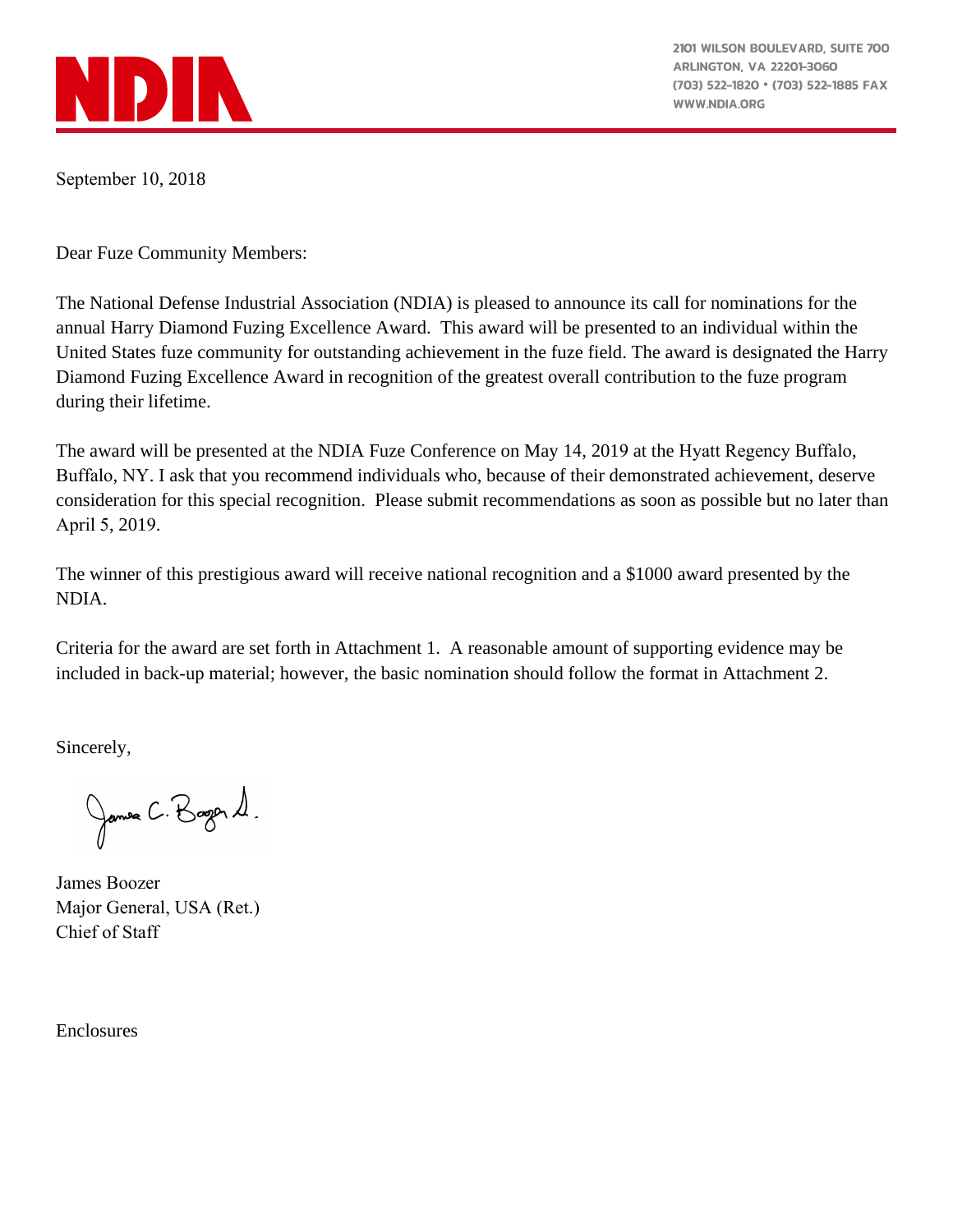NDIA

2101 WILSON BOULEVARD, SUITE 700
ARLINGTON, VA 22201-3060
(703) 522-1820 • (703) 522-1885 FAX
WWW.NDIA.ORG

September 10, 2018

Dear Fuze Community Members:

The National Defense Industrial Association (NDIA) is pleased to announce its call for nominations for the annual Harry Diamond Fuzing Excellence Award. This award will be presented to an individual within the United States fuze community for outstanding achievement in the fuze field. The award is designated the Harry Diamond Fuzing Excellence Award in recognition of the greatest overall contribution to the fuze program during their lifetime.

The award will be presented at the NDIA Fuze Conference on May 14, 2019 at the Hyatt Regency Buffalo, Buffalo, NY. I ask that you recommend individuals who, because of their demonstrated achievement, deserve consideration for this special recognition. Please submit recommendations as soon as possible but no later than April 5, 2019.

The winner of this prestigious award will receive national recognition and a $1000 award presented by the NDIA.

Criteria for the award are set forth in Attachment 1. A reasonable amount of supporting evidence may be included in back-up material; however, the basic nomination should follow the format in Attachment 2.

Sincerely,

James Boozer
Major General, USA (Ret.)
Chief of Staff

Enclosures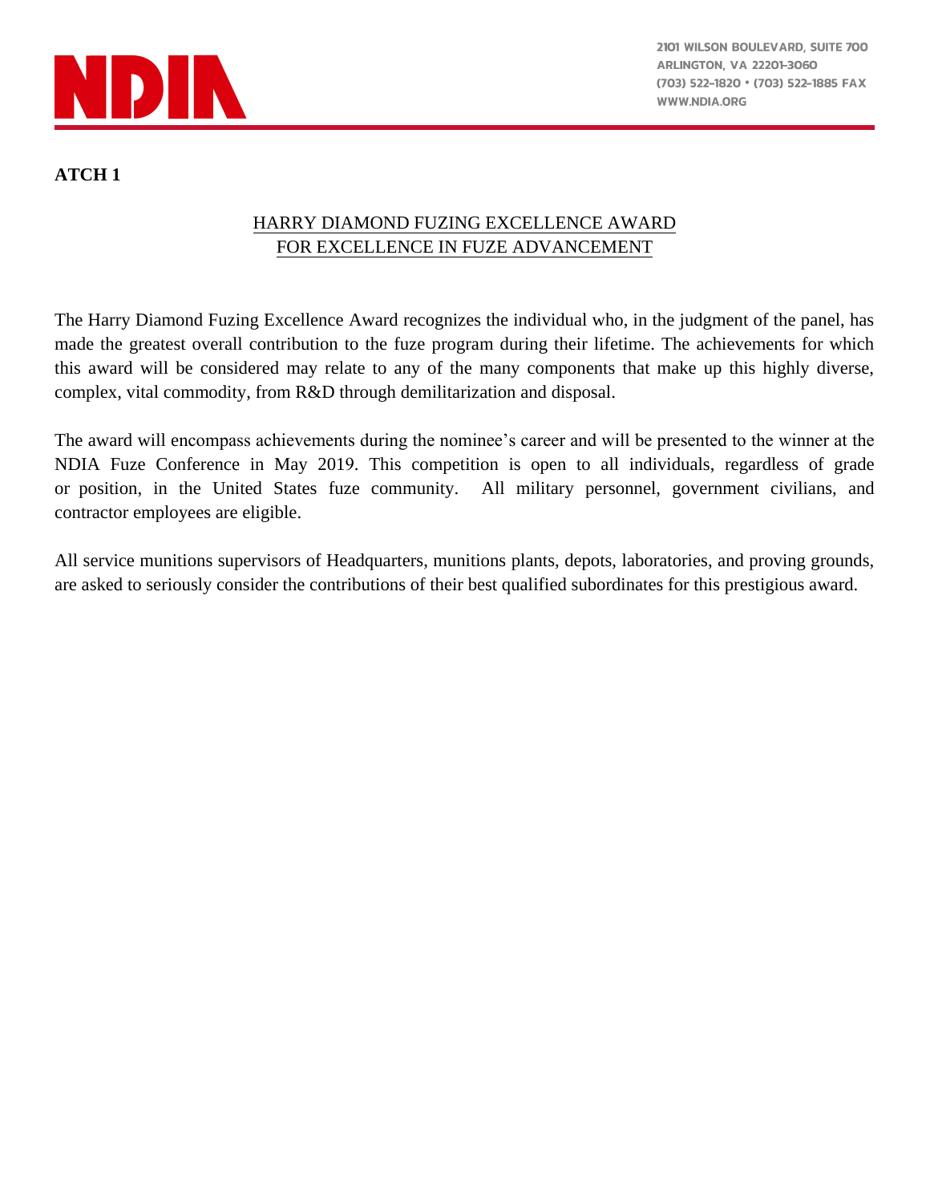**ATCH 1**

## HARRY DIAMOND FUZING EXCELLENCE AWARD
## FOR EXCELLENCE IN FUZE ADVANCEMENT

The Harry Diamond Fuzing Excellence Award recognizes the individual who, in the judgment of the panel, has made the greatest overall contribution to the fuze program during their lifetime. The achievements for which this award will be considered may relate to any of the many components that make up this highly diverse, complex, vital commodity, from R&D through demilitarization and disposal.

The award will encompass achievements during the nominee's career and will be presented to the winner at the NDIA Fuze Conference in May 2019. This competition is open to all individuals, regardless of grade or position, in the United States fuze community. All military personnel, government civilians, and contractor employees are eligible.

All service munitions supervisors of Headquarters, munitions plants, depots, laboratories, and proving grounds, are asked to seriously consider the contributions of their best qualified subordinates for this prestigious award.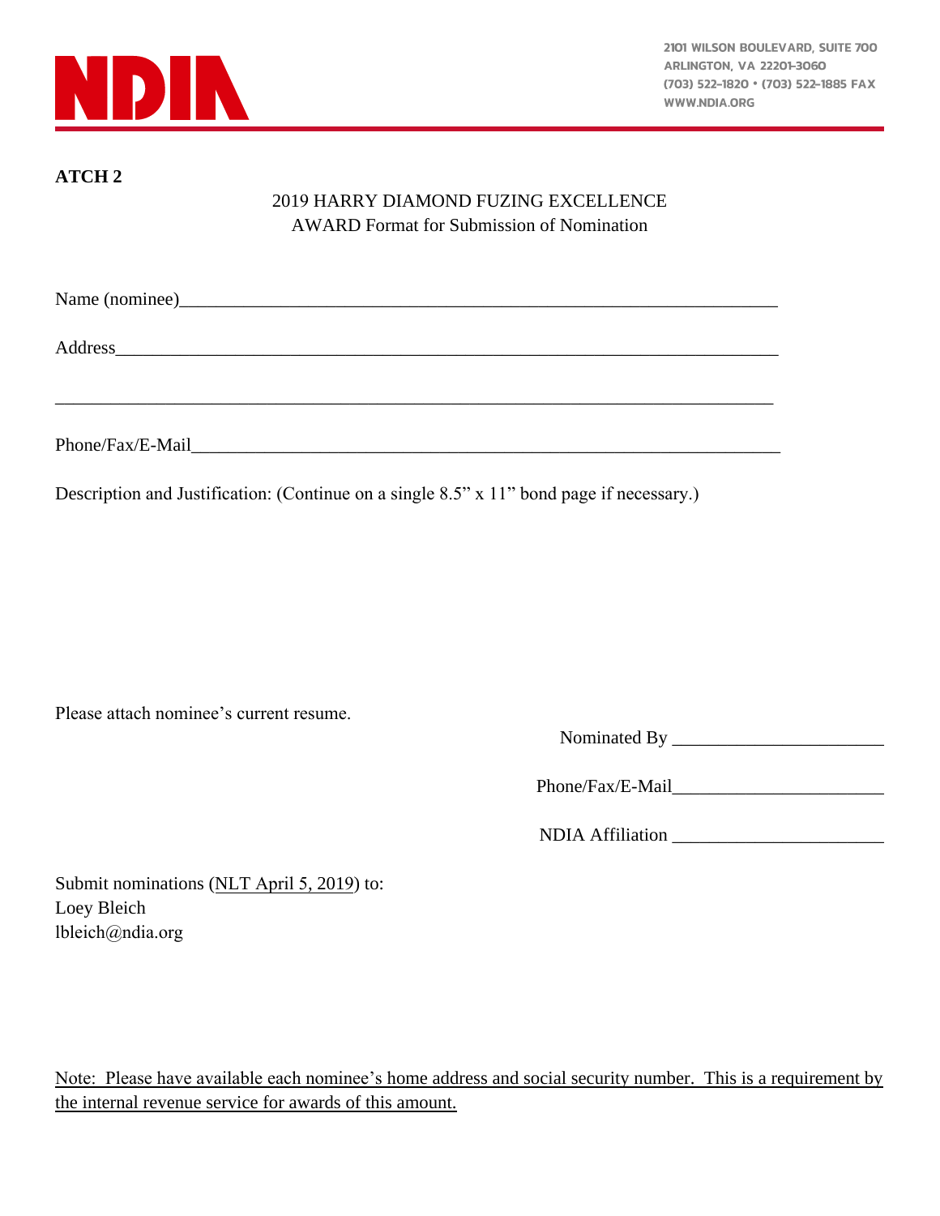2101 WILSON BOULEVARD, SUITE 700
ARLINGTON, VA 22201-3060
(703) 522-1820 • (703) 522-1885 FAX
WWW.NDIA.ORG

**ATCH 2**

2019 HARRY DIAMOND FUZING EXCELLENCE
AWARD Format for Submission of Nomination

Name (nominee)______________________________________________________________________

Address____________________________________________________________________________

___________________________________________________________________________________

Phone/Fax/E-Mail____________________________________________________________________

Description and Justification: (Continue on a single 8.5" x 11" bond page if necessary.)

Please attach nominee's current resume.

Nominated By ______________________

Phone/Fax/E-Mail______________________

NDIA Affiliation ______________________

Submit nominations (NLT April 5, 2019) to:
Loey Bleich
lbleich@ndia.org

Note: Please have available each nominee's home address and social security number. This is a requirement by the internal revenue service for awards of this amount.